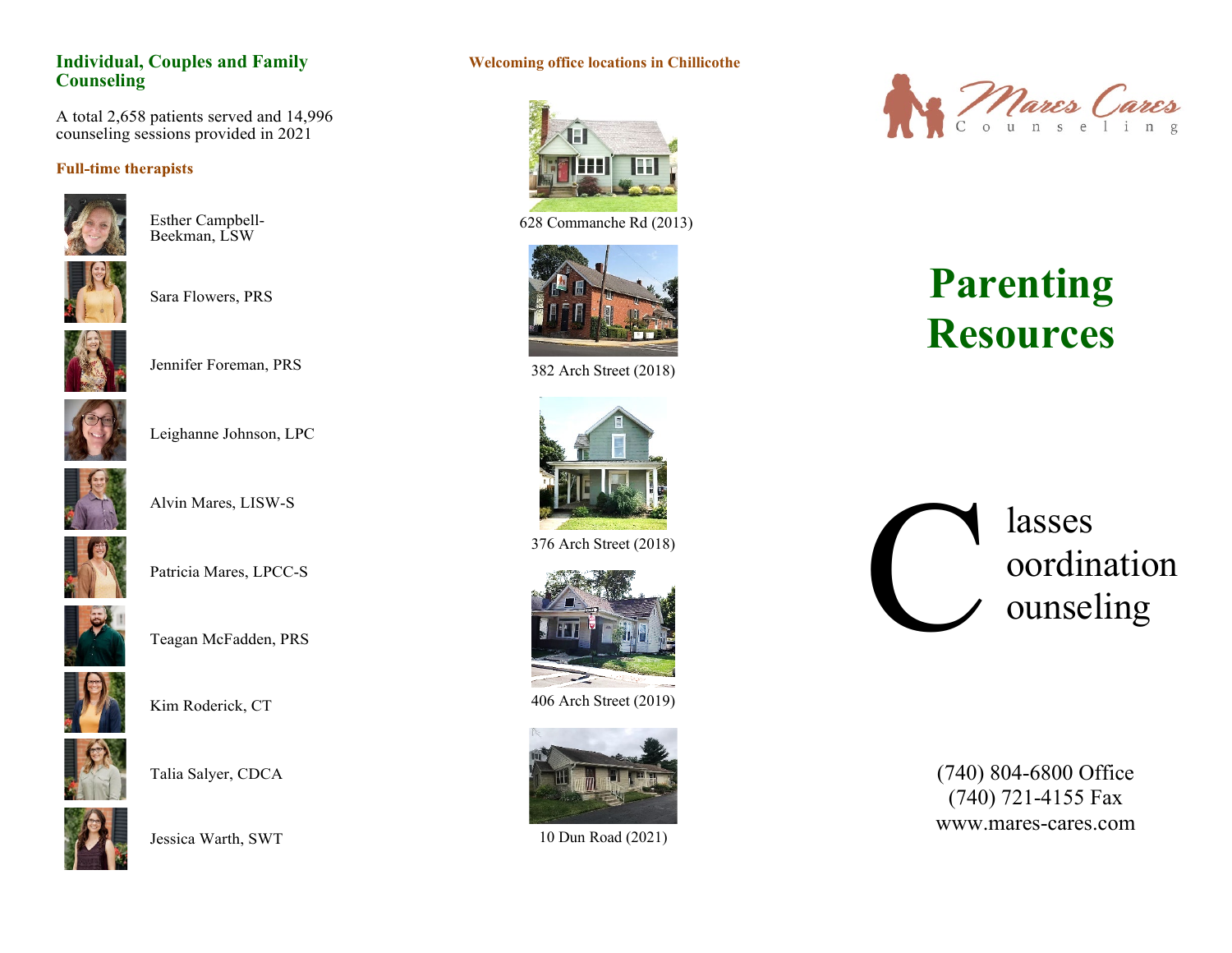## Individual, Couples and Family Counseling

A total 2,658 patients served and 14,996 counseling sessions provided in 2021

### Full-time therapists

- Esther Campbell-Beekman, LSW
- Sara Flowers, PRS
- Jennifer Foreman, PRS
- Leighanne Johnson, LPC
- Alvin Mares, LISW-S
- Patricia Mares, LPCC-S
- Teagan McFadden, PRS
- Kim Roderick, CT
- Talia Salyer, CDCA
- Jessica Warth, SWT

### Welcoming office locations in Chillicothe

628 Commanche Rd (2013)

382 Arch Street (2018)

376 Arch Street (2018)

406 Arch Street (2019)

10 Dun Road (2021)

Mares Cares Counseling

# Parenting Resources

C
lasses
oordination
ounseling

(740) 804-6800 Office
(740) 721-4155 Fax
www.mares-cares.com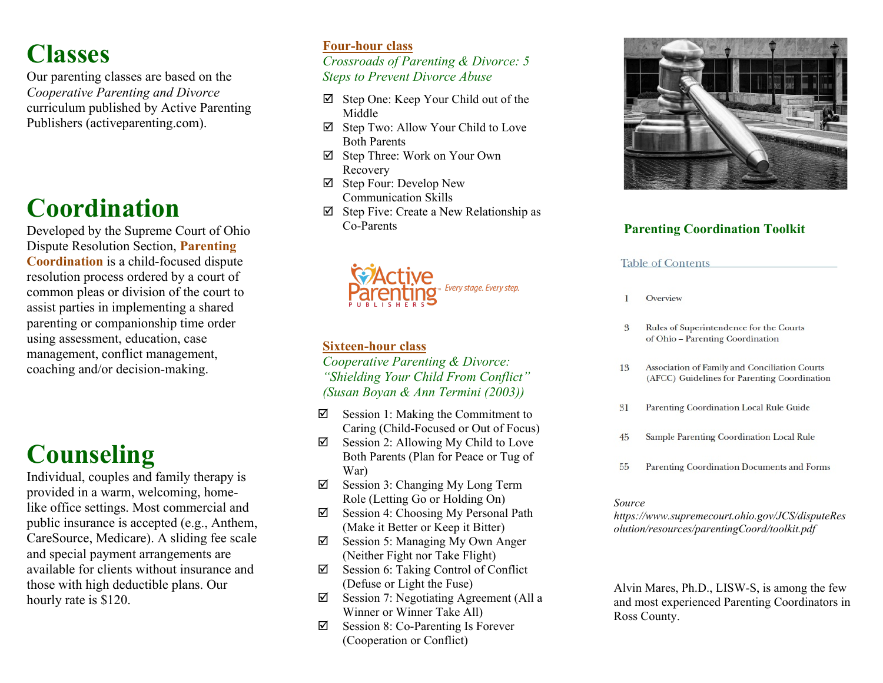# Classes

Our parenting classes are based on the *Cooperative Parenting and Divorce* curriculum published by Active Parenting Publishers (activeparenting.com).

# Coordination

Developed by the Supreme Court of Ohio Dispute Resolution Section, **Parenting Coordination** is a child-focused dispute resolution process ordered by a court of common pleas or division of the court to assist parties in implementing a shared parenting or companionship time order using assessment, education, case management, conflict management, coaching and/or decision-making.

# Counseling

Individual, couples and family therapy is provided in a warm, welcoming, home-like office settings. Most commercial and public insurance is accepted (e.g., Anthem, CareSource, Medicare). A sliding fee scale and special payment arrangements are available for clients without insurance and those with high deductible plans. Our hourly rate is $120.

## Four-hour class

*Crossroads of Parenting & Divorce: 5 Steps to Prevent Divorce Abuse*

- ☑ Step One: Keep Your Child out of the Middle
- ☑ Step Two: Allow Your Child to Love Both Parents
- ☑ Step Three: Work on Your Own Recovery
- ☑ Step Four: Develop New Communication Skills
- ☑ Step Five: Create a New Relationship as Co-Parents

Active Parenting Publishers™ *Every stage. Every step.*

## Sixteen-hour class

*Cooperative Parenting & Divorce: "Shielding Your Child From Conflict" (Susan Boyan & Ann Termini (2003))*

- ☑ Session 1: Making the Commitment to Caring (Child-Focused or Out of Focus)
- ☑ Session 2: Allowing My Child to Love Both Parents (Plan for Peace or Tug of War)
- ☑ Session 3: Changing My Long Term Role (Letting Go or Holding On)
- ☑ Session 4: Choosing My Personal Path (Make it Better or Keep it Bitter)
- ☑ Session 5: Managing My Own Anger (Neither Fight nor Take Flight)
- ☑ Session 6: Taking Control of Conflict (Defuse or Light the Fuse)
- ☑ Session 7: Negotiating Agreement (All a Winner or Winner Take All)
- ☑ Session 8: Co-Parenting Is Forever (Cooperation or Conflict)

## Parenting Coordination Toolkit

Table of Contents

| | |
|---|---|
| 1 | Overview |
| 3 | Rules of Superintendence for the Courts of Ohio – Parenting Coordination |
| 13 | Association of Family and Conciliation Courts (AFCC) Guidelines for Parenting Coordination |
| 31 | Parenting Coordination Local Rule Guide |
| 45 | Sample Parenting Coordination Local Rule |
| 55 | Parenting Coordination Documents and Forms |

*Source*
*https://www.supremecourt.ohio.gov/JCS/disputeResolution/resources/parentingCoord/toolkit.pdf*

Alvin Mares, Ph.D., LISW-S, is among the few and most experienced Parenting Coordinators in Ross County.